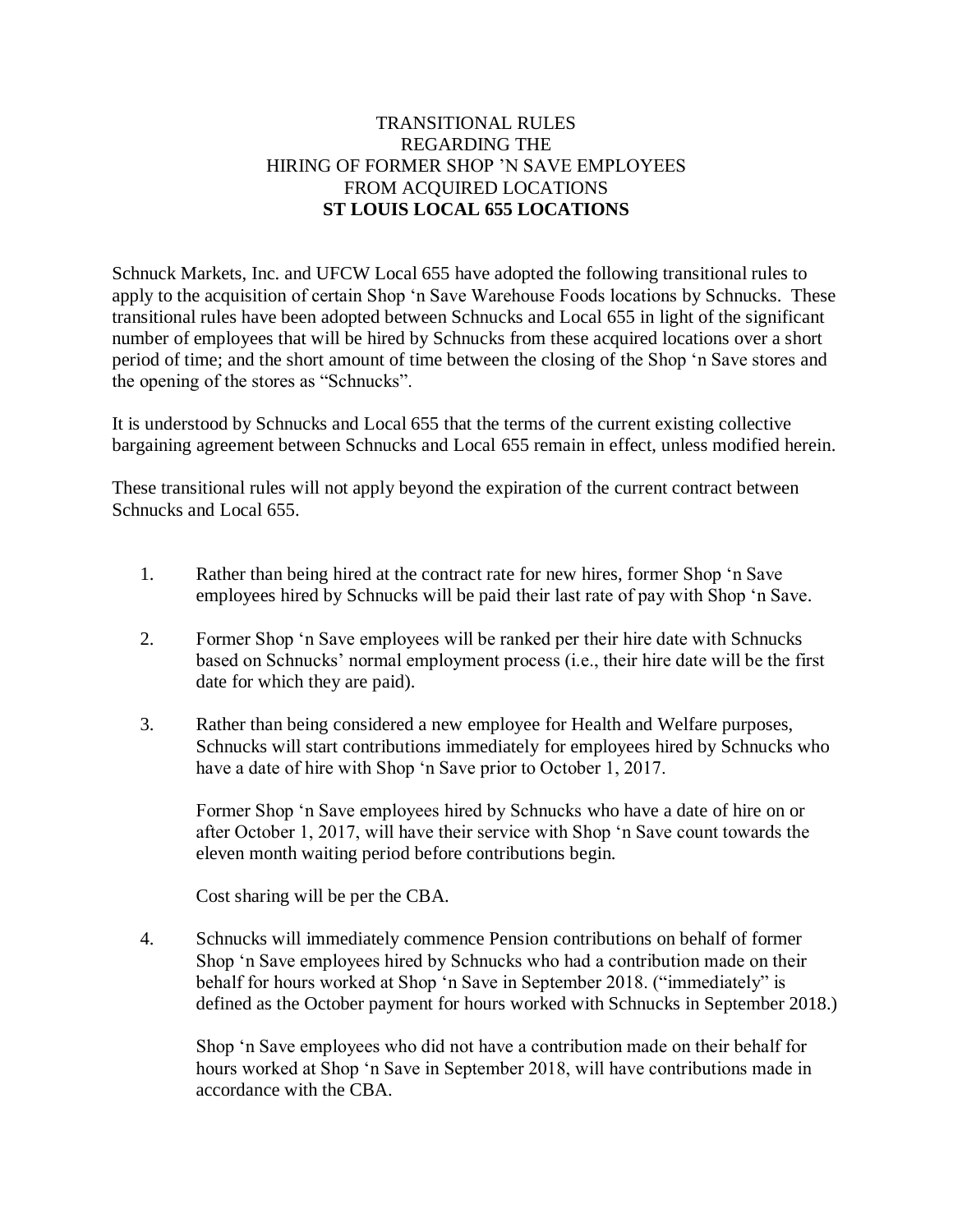# TRANSITIONAL RULES REGARDING THE HIRING OF FORMER SHOP 'N SAVE EMPLOYEES FROM ACQUIRED LOCATIONS

## **ST LOUIS LOCAL 655 LOCATIONS**

Schnuck Markets, Inc. and UFCW Local 655 have adopted the following transitional rules to apply to the acquisition of certain Shop 'n Save Warehouse Foods locations by Schnucks. These transitional rules have been adopted between Schnucks and Local 655 in light of the significant number of employees that will be hired by Schnucks from these acquired locations over a short period of time; and the short amount of time between the closing of the Shop 'n Save stores and the opening of the stores as "Schnucks".

It is understood by Schnucks and Local 655 that the terms of the current existing collective bargaining agreement between Schnucks and Local 655 remain in effect, unless modified herein.

These transitional rules will not apply beyond the expiration of the current contract between Schnucks and Local 655.

1. Rather than being hired at the contract rate for new hires, former Shop 'n Save employees hired by Schnucks will be paid their last rate of pay with Shop 'n Save.

2. Former Shop 'n Save employees will be ranked per their hire date with Schnucks based on Schnucks' normal employment process (i.e., their hire date will be the first date for which they are paid).

3. Rather than being considered a new employee for Health and Welfare purposes, Schnucks will start contributions immediately for employees hired by Schnucks who have a date of hire with Shop 'n Save prior to October 1, 2017.

   Former Shop 'n Save employees hired by Schnucks who have a date of hire on or after October 1, 2017, will have their service with Shop 'n Save count towards the eleven month waiting period before contributions begin.

   Cost sharing will be per the CBA.

4. Schnucks will immediately commence Pension contributions on behalf of former Shop 'n Save employees hired by Schnucks who had a contribution made on their behalf for hours worked at Shop 'n Save in September 2018. ("immediately" is defined as the October payment for hours worked with Schnucks in September 2018.)

   Shop 'n Save employees who did not have a contribution made on their behalf for hours worked at Shop 'n Save in September 2018, will have contributions made in accordance with the CBA.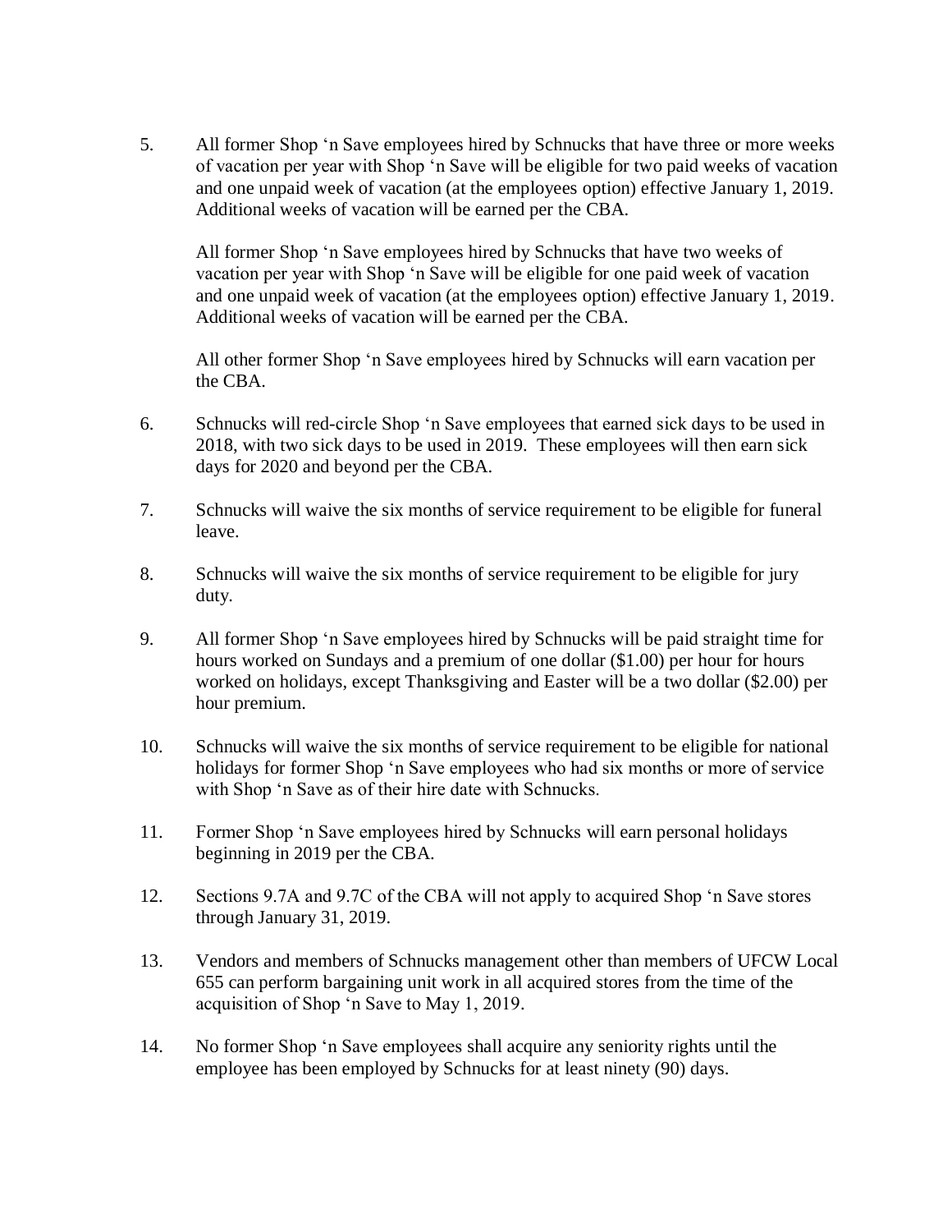5. All former Shop 'n Save employees hired by Schnucks that have three or more weeks of vacation per year with Shop 'n Save will be eligible for two paid weeks of vacation and one unpaid week of vacation (at the employees option) effective January 1, 2019. Additional weeks of vacation will be earned per the CBA.

   All former Shop 'n Save employees hired by Schnucks that have two weeks of vacation per year with Shop 'n Save will be eligible for one paid week of vacation and one unpaid week of vacation (at the employees option) effective January 1, 2019. Additional weeks of vacation will be earned per the CBA.

   All other former Shop 'n Save employees hired by Schnucks will earn vacation per the CBA.

6. Schnucks will red-circle Shop 'n Save employees that earned sick days to be used in 2018, with two sick days to be used in 2019. These employees will then earn sick days for 2020 and beyond per the CBA.

7. Schnucks will waive the six months of service requirement to be eligible for funeral leave.

8. Schnucks will waive the six months of service requirement to be eligible for jury duty.

9. All former Shop 'n Save employees hired by Schnucks will be paid straight time for hours worked on Sundays and a premium of one dollar ($1.00) per hour for hours worked on holidays, except Thanksgiving and Easter will be a two dollar ($2.00) per hour premium.

10. Schnucks will waive the six months of service requirement to be eligible for national holidays for former Shop 'n Save employees who had six months or more of service with Shop 'n Save as of their hire date with Schnucks.

11. Former Shop 'n Save employees hired by Schnucks will earn personal holidays beginning in 2019 per the CBA.

12. Sections 9.7A and 9.7C of the CBA will not apply to acquired Shop 'n Save stores through January 31, 2019.

13. Vendors and members of Schnucks management other than members of UFCW Local 655 can perform bargaining unit work in all acquired stores from the time of the acquisition of Shop 'n Save to May 1, 2019.

14. No former Shop 'n Save employees shall acquire any seniority rights until the employee has been employed by Schnucks for at least ninety (90) days.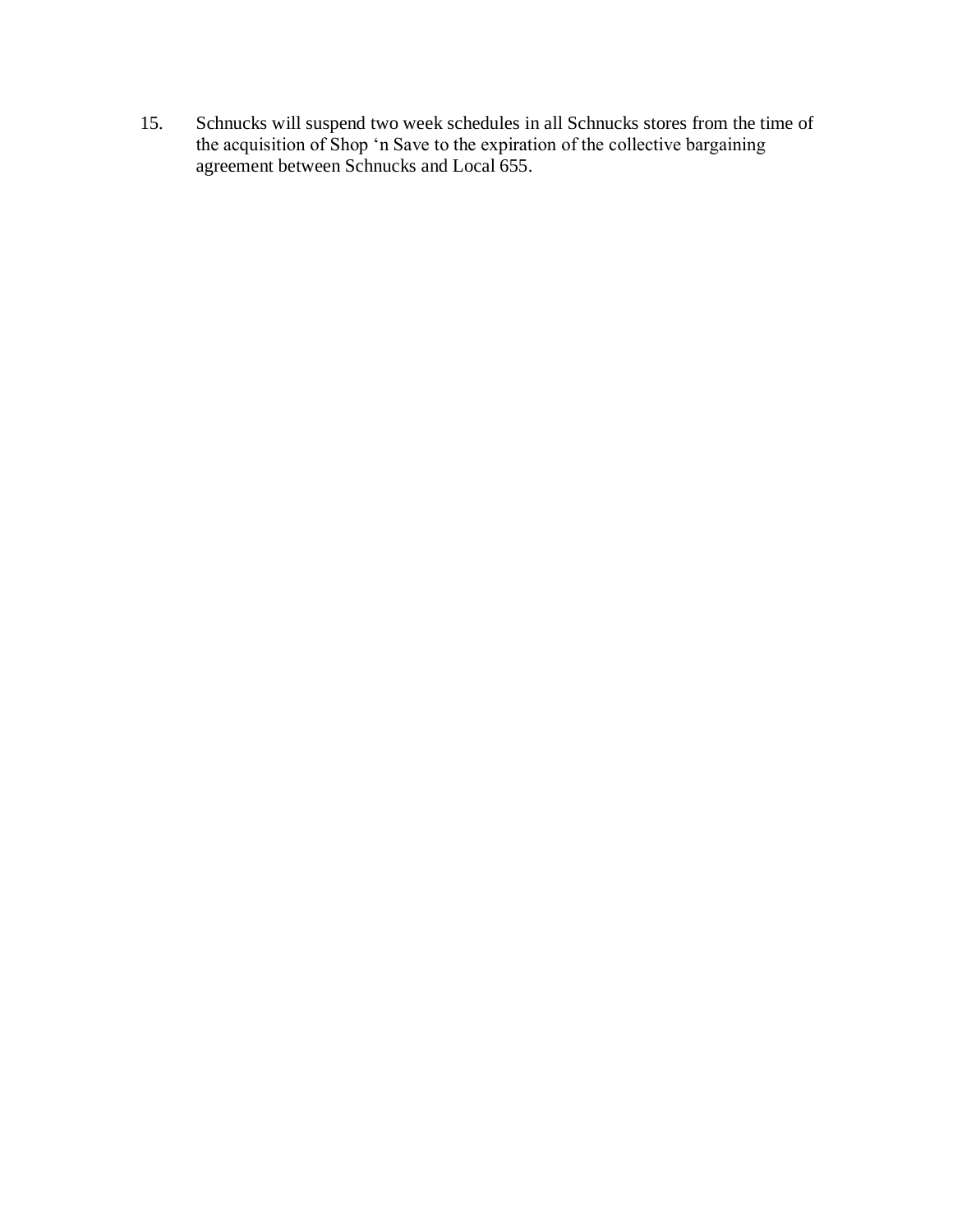15. Schnucks will suspend two week schedules in all Schnucks stores from the time of the acquisition of Shop ‘n Save to the expiration of the collective bargaining agreement between Schnucks and Local 655.